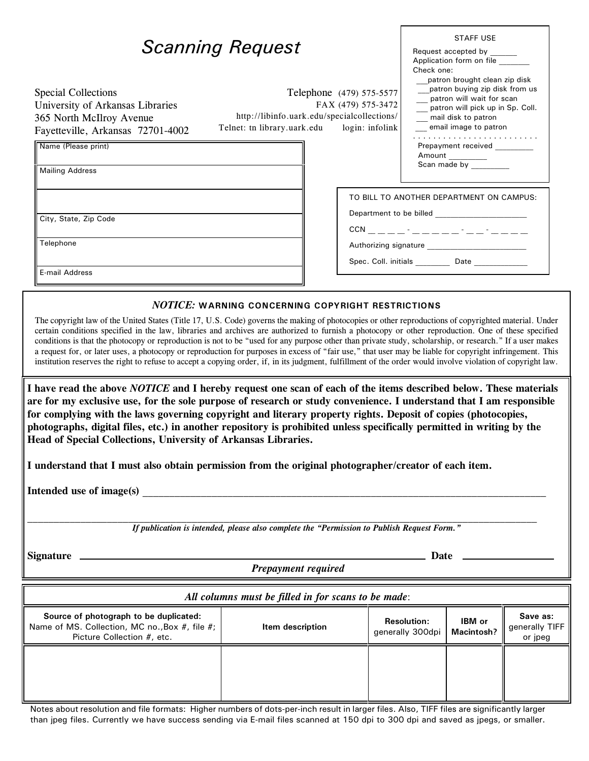# Scanning Request

Special Collections
University of Arkansas Libraries
365 North McIlroy Avenue
Fayetteville, Arkansas 72701-4002

Telephone (479) 575-5577
FAX (479) 575-3472
http://libinfo.uark.edu/specialcollections/
Telnet: tn library.uark.edu login: infolink

**STAFF USE**

Request accepted by ______
Application form on file _______
Check one:
- ___patron brought clean zip disk
- ___patron buying zip disk from us
- ___ patron will wait for scan
- ___ patron will pick up in Sp. Coll.
- ___ mail disk to patron
- ___ email image to patron

Prepayment received _________
Amount _________
Scan made by _________

| |
|---|
| Name (Please print) |
| Mailing Address |
| |
| City, State, Zip Code |
| Telephone |
| E-mail Address |

**TO BILL TO ANOTHER DEPARTMENT ON CAMPUS:**

Department to be billed ______________________

CCN _ _ _ _ - _ _ _ _ _ _ - _ _ _ - _ _ _ _

Authorizing signature ________________________

Spec. Coll. initials ________ Date ____________

## *NOTICE:* WARNING CONCERNING COPYRIGHT RESTRICTIONS

The copyright law of the United States (Title 17, U.S. Code) governs the making of photocopies or other reproductions of copyrighted material. Under certain conditions specified in the law, libraries and archives are authorized to furnish a photocopy or other reproduction. One of these specified conditions is that the photocopy or reproduction is not to be "used for any purpose other than private study, scholarship, or research." If a user makes a request for, or later uses, a photocopy or reproduction for purposes in excess of "fair use," that user may be liable for copyright infringement. This institution reserves the right to refuse to accept a copying order, if, in its judgment, fulfillment of the order would involve violation of copyright law.

**I have read the above *NOTICE* and I hereby request one scan of each of the items described below. These materials are for my exclusive use, for the sole purpose of research or study convenience. I understand that I am responsible for complying with the laws governing copyright and literary property rights. Deposit of copies (photocopies, photographs, digital files, etc.) in another repository is prohibited unless specifically permitted in writing by the Head of Special Collections, University of Arkansas Libraries.**

**I understand that I must also obtain permission from the original photographer/creator of each item.**

**Intended use of image(s)** ________________________________________________________________________________

________________________________________________________________________________

***If publication is intended, please also complete the "Permission to Publish Request Form."***

**Signature** ________________________________________________ **Date** ______________

***Prepayment required***

***All columns must be filled in for scans to be made*:**

| **Source of photograph to be duplicated:** Name of MS. Collection, MC no., Box #, file #; Picture Collection #, etc. | **Item description** | **Resolution:** generally 300dpi | **IBM or Macintosh?** | **Save as:** generally TIFF or jpeg |
|---|---|---|---|---|
| | | | | |

Notes about resolution and file formats: Higher numbers of dots-per-inch result in larger files. Also, TIFF files are significantly larger than jpeg files. Currently we have success sending via E-mail files scanned at 150 dpi to 300 dpi and saved as jpegs, or smaller.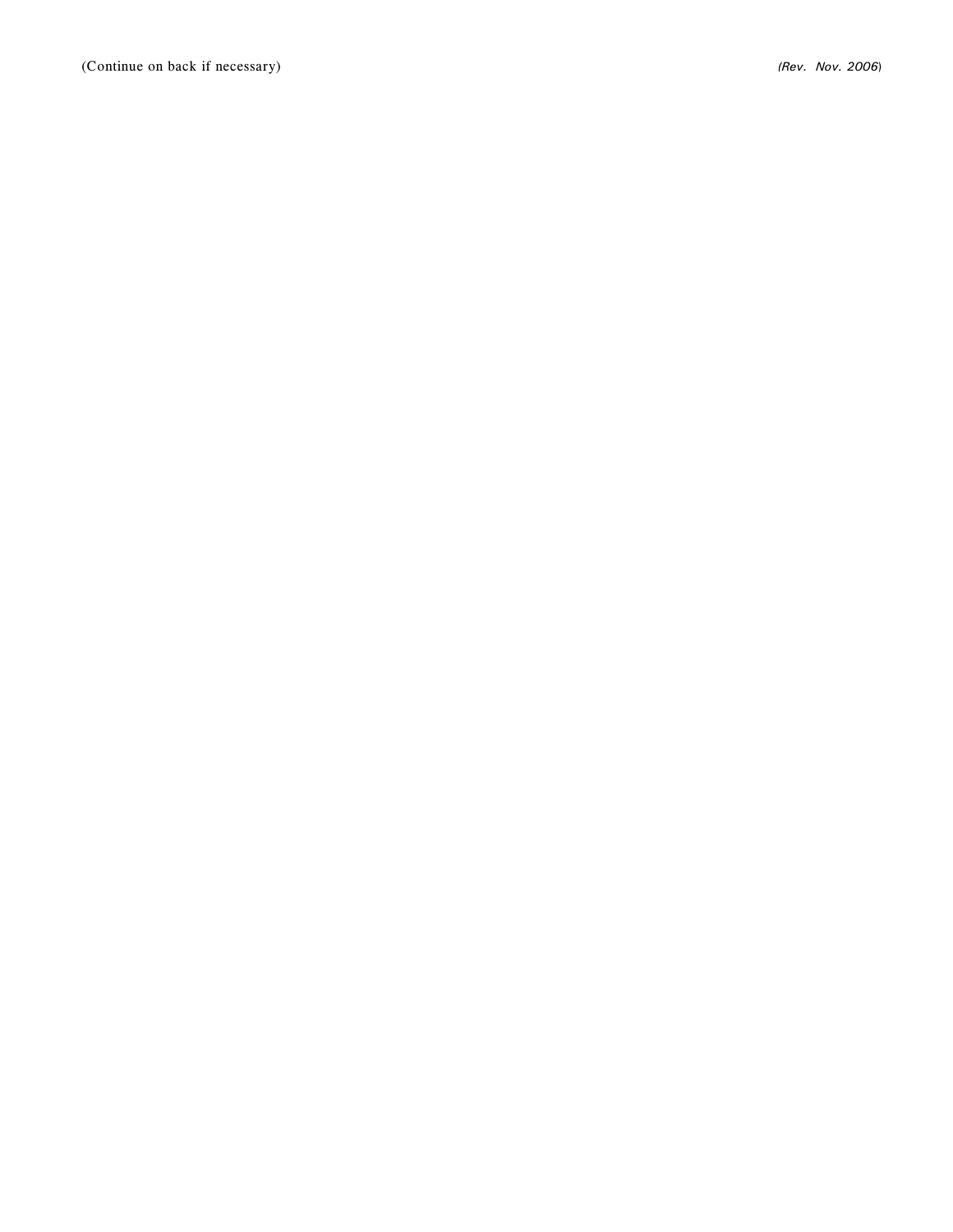(Continue on back if necessary) *(Rev. Nov. 2006)*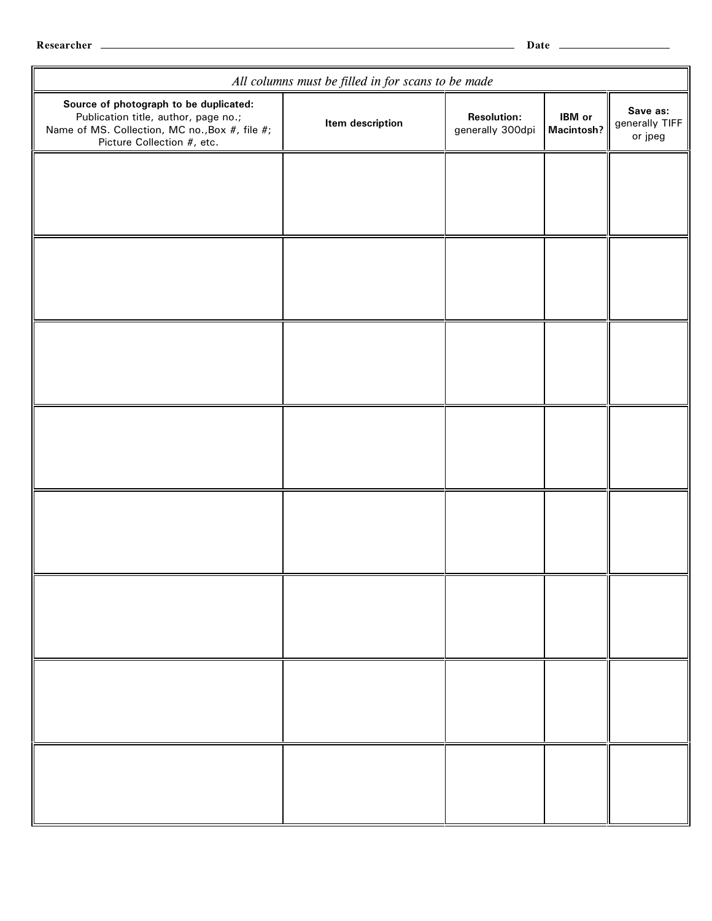Researcher ______________________________ Date ____________

| *All columns must be filled in for scans to be made* | | | | |
|---|---|---|---|---|
| **Source of photograph to be duplicated:** Publication title, author, page no.; Name of MS. Collection, MC no.,Box #, file #; Picture Collection #, etc. | **Item description** | **Resolution:** generally 300dpi | **IBM or Macintosh?** | **Save as:** generally TIFF or jpeg |
| | | | | |
| | | | | |
| | | | | |
| | | | | |
| | | | | |
| | | | | |
| | | | | |
| | | | | |